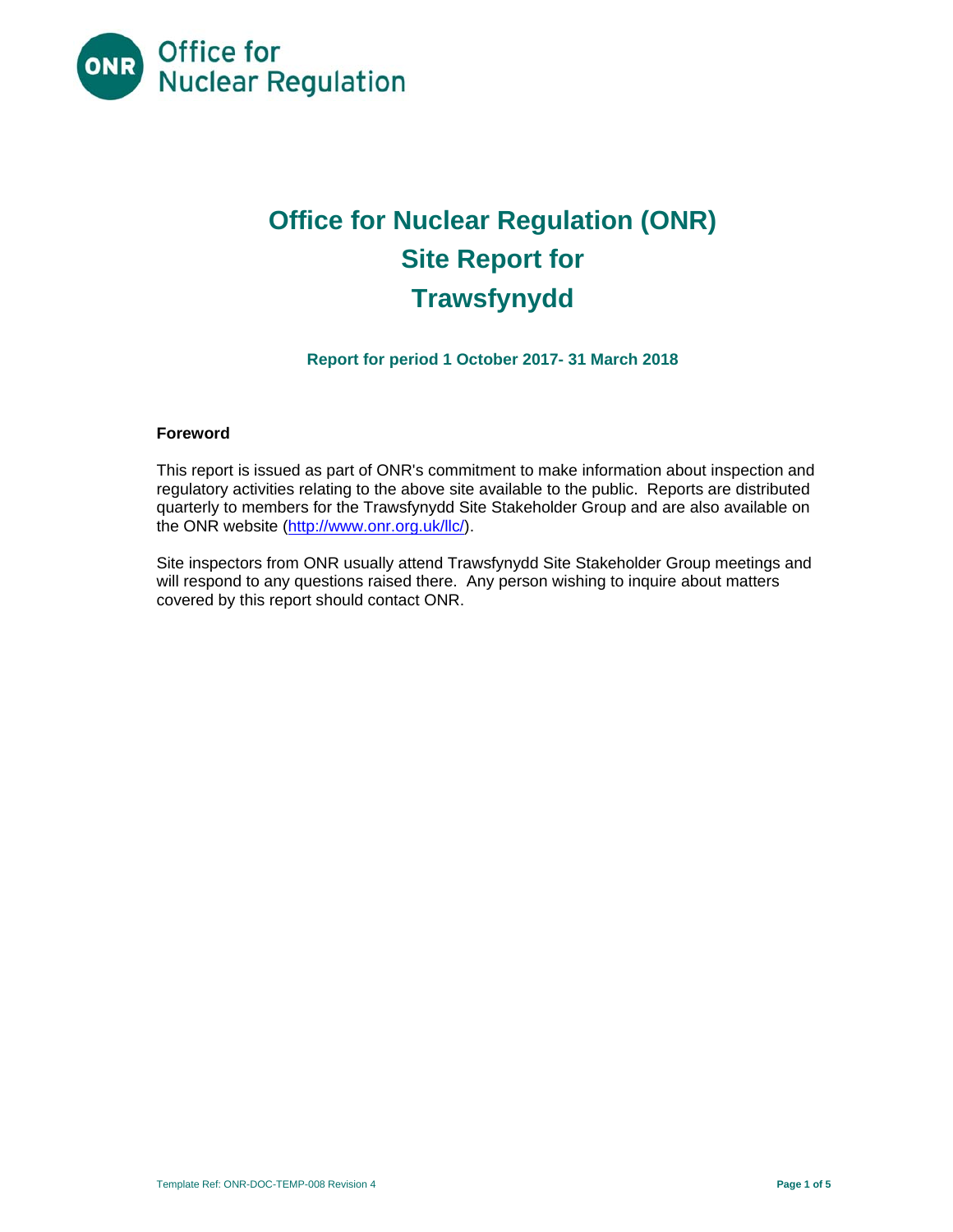# Office for Nuclear Regulation (ONR)
# Site Report for
# Trawsfynydd

**Report for period 1 October 2017- 31 March 2018**

**Foreword**

This report is issued as part of ONR's commitment to make information about inspection and regulatory activities relating to the above site available to the public. Reports are distributed quarterly to members for the Trawsfynydd Site Stakeholder Group and are also available on the ONR website (http://www.onr.org.uk/llc/).

Site inspectors from ONR usually attend Trawsfynydd Site Stakeholder Group meetings and will respond to any questions raised there. Any person wishing to inquire about matters covered by this report should contact ONR.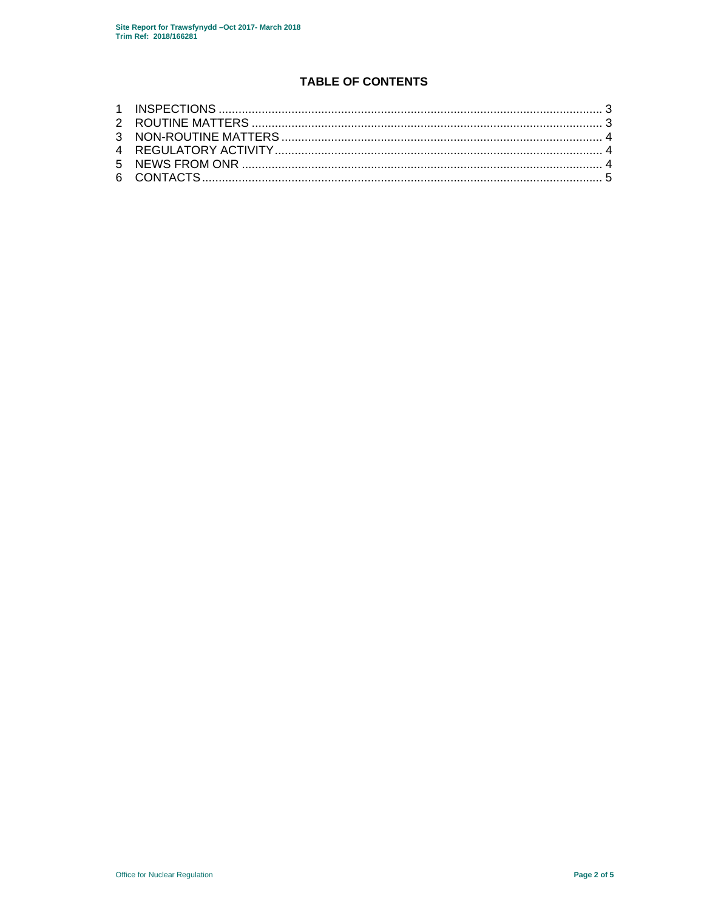## TABLE OF CONTENTS

1 INSPECTIONS ........................................................................................................................ 3
2 ROUTINE MATTERS ............................................................................................................. 3
3 NON-ROUTINE MATTERS .................................................................................................... 4
4 REGULATORY ACTIVITY ...................................................................................................... 4
5 NEWS FROM ONR ................................................................................................................ 4
6 CONTACTS ........................................................................................................................... 5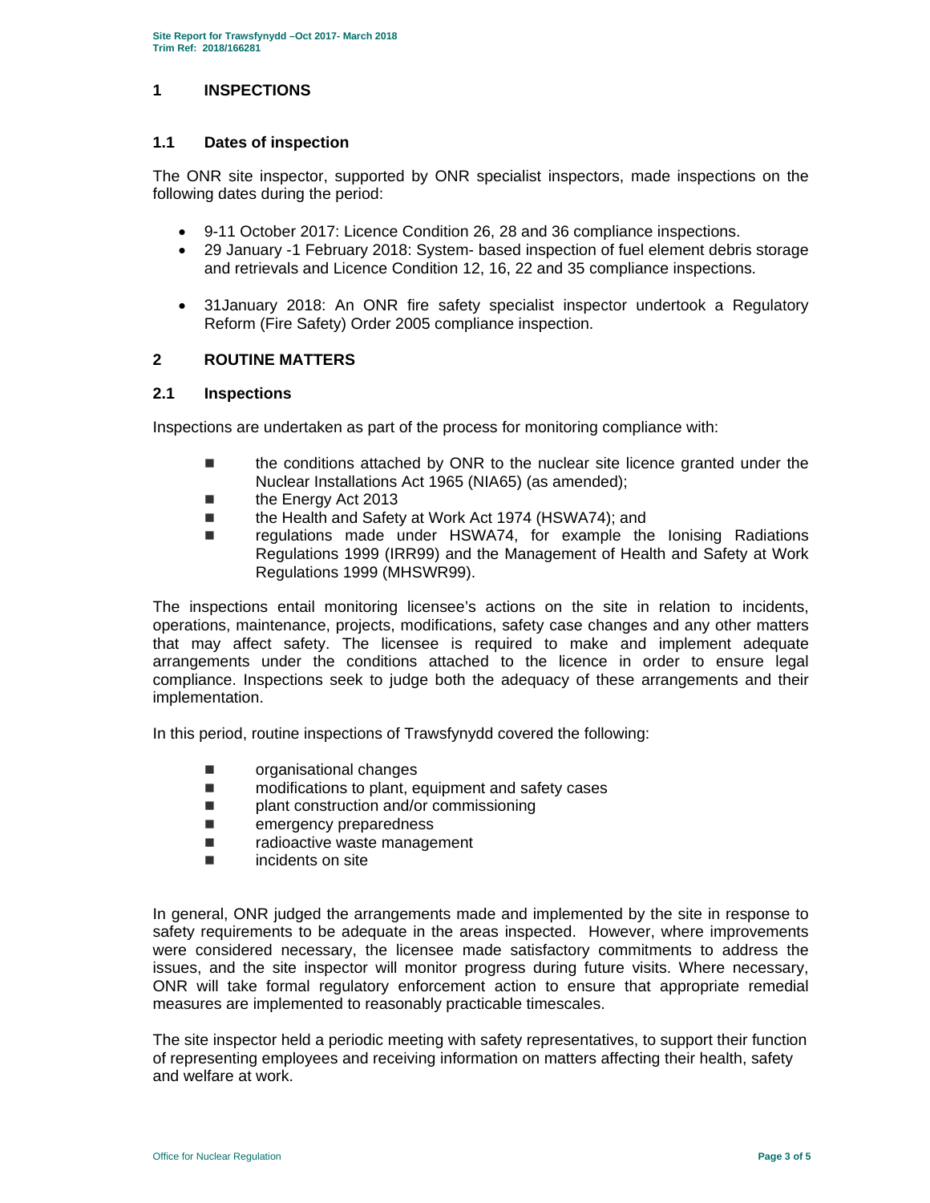## 1 INSPECTIONS

### 1.1 Dates of inspection

The ONR site inspector, supported by ONR specialist inspectors, made inspections on the following dates during the period:

- 9-11 October 2017: Licence Condition 26, 28 and 36 compliance inspections.
- 29 January -1 February 2018: System- based inspection of fuel element debris storage and retrievals and Licence Condition 12, 16, 22 and 35 compliance inspections.
- 31January 2018: An ONR fire safety specialist inspector undertook a Regulatory Reform (Fire Safety) Order 2005 compliance inspection.

## 2 ROUTINE MATTERS

### 2.1 Inspections

Inspections are undertaken as part of the process for monitoring compliance with:

- the conditions attached by ONR to the nuclear site licence granted under the Nuclear Installations Act 1965 (NIA65) (as amended);
- the Energy Act 2013
- the Health and Safety at Work Act 1974 (HSWA74); and
- regulations made under HSWA74, for example the Ionising Radiations Regulations 1999 (IRR99) and the Management of Health and Safety at Work Regulations 1999 (MHSWR99).

The inspections entail monitoring licensee's actions on the site in relation to incidents, operations, maintenance, projects, modifications, safety case changes and any other matters that may affect safety. The licensee is required to make and implement adequate arrangements under the conditions attached to the licence in order to ensure legal compliance. Inspections seek to judge both the adequacy of these arrangements and their implementation.

In this period, routine inspections of Trawsfynydd covered the following:

- organisational changes
- modifications to plant, equipment and safety cases
- plant construction and/or commissioning
- emergency preparedness
- radioactive waste management
- incidents on site

In general, ONR judged the arrangements made and implemented by the site in response to safety requirements to be adequate in the areas inspected. However, where improvements were considered necessary, the licensee made satisfactory commitments to address the issues, and the site inspector will monitor progress during future visits. Where necessary, ONR will take formal regulatory enforcement action to ensure that appropriate remedial measures are implemented to reasonably practicable timescales.

The site inspector held a periodic meeting with safety representatives, to support their function of representing employees and receiving information on matters affecting their health, safety and welfare at work.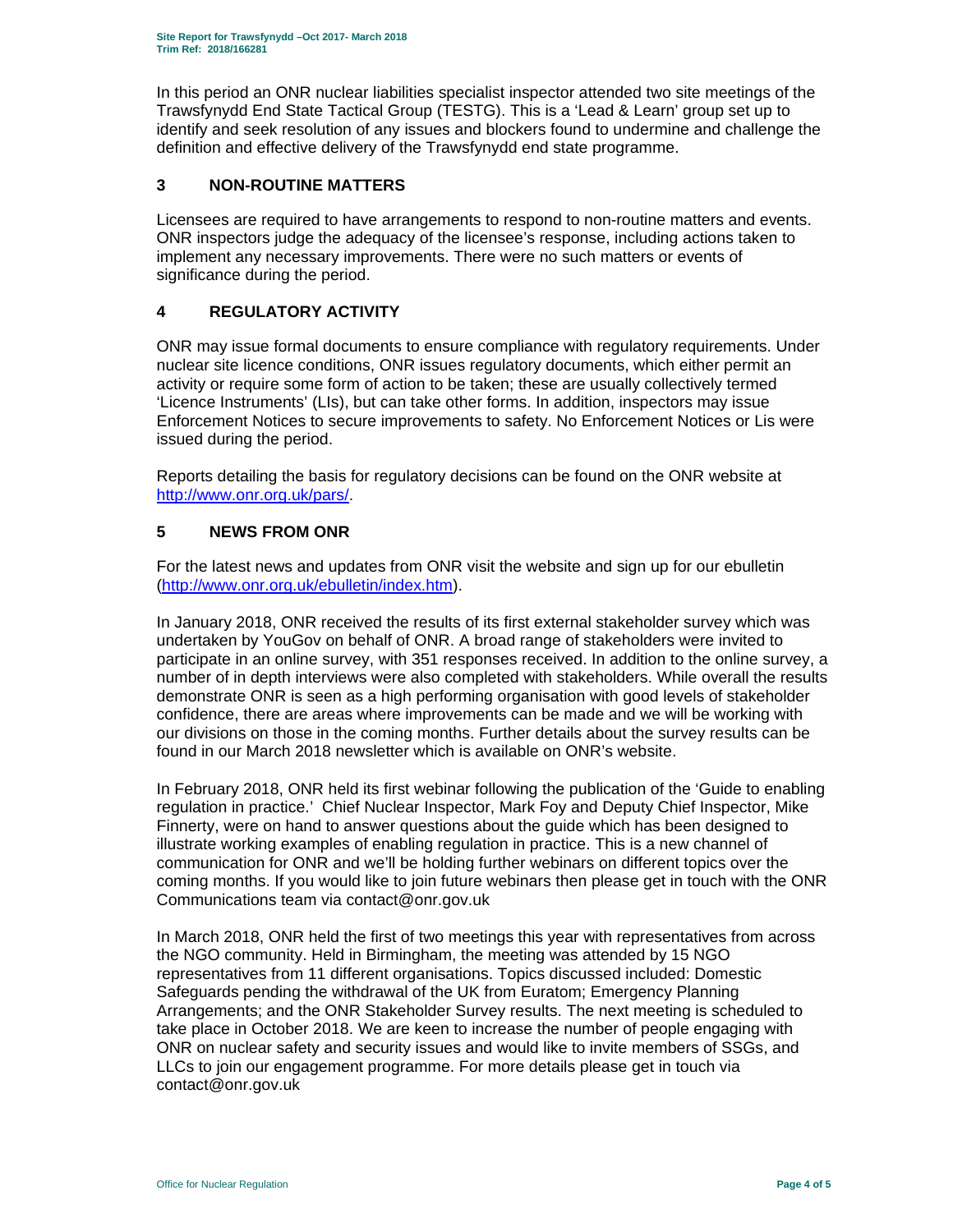In this period an ONR nuclear liabilities specialist inspector attended two site meetings of the Trawsfynydd End State Tactical Group (TESTG). This is a 'Lead & Learn' group set up to identify and seek resolution of any issues and blockers found to undermine and challenge the definition and effective delivery of the Trawsfynydd end state programme.

## 3 NON-ROUTINE MATTERS

Licensees are required to have arrangements to respond to non-routine matters and events. ONR inspectors judge the adequacy of the licensee's response, including actions taken to implement any necessary improvements. There were no such matters or events of significance during the period.

## 4 REGULATORY ACTIVITY

ONR may issue formal documents to ensure compliance with regulatory requirements. Under nuclear site licence conditions, ONR issues regulatory documents, which either permit an activity or require some form of action to be taken; these are usually collectively termed 'Licence Instruments' (LIs), but can take other forms. In addition, inspectors may issue Enforcement Notices to secure improvements to safety. No Enforcement Notices or Lis were issued during the period.

Reports detailing the basis for regulatory decisions can be found on the ONR website at http://www.onr.org.uk/pars/.

## 5 NEWS FROM ONR

For the latest news and updates from ONR visit the website and sign up for our ebulletin (http://www.onr.org.uk/ebulletin/index.htm).

In January 2018, ONR received the results of its first external stakeholder survey which was undertaken by YouGov on behalf of ONR. A broad range of stakeholders were invited to participate in an online survey, with 351 responses received. In addition to the online survey, a number of in depth interviews were also completed with stakeholders. While overall the results demonstrate ONR is seen as a high performing organisation with good levels of stakeholder confidence, there are areas where improvements can be made and we will be working with our divisions on those in the coming months. Further details about the survey results can be found in our March 2018 newsletter which is available on ONR's website.

In February 2018, ONR held its first webinar following the publication of the 'Guide to enabling regulation in practice.' Chief Nuclear Inspector, Mark Foy and Deputy Chief Inspector, Mike Finnerty, were on hand to answer questions about the guide which has been designed to illustrate working examples of enabling regulation in practice. This is a new channel of communication for ONR and we'll be holding further webinars on different topics over the coming months. If you would like to join future webinars then please get in touch with the ONR Communications team via contact@onr.gov.uk

In March 2018, ONR held the first of two meetings this year with representatives from across the NGO community. Held in Birmingham, the meeting was attended by 15 NGO representatives from 11 different organisations. Topics discussed included: Domestic Safeguards pending the withdrawal of the UK from Euratom; Emergency Planning Arrangements; and the ONR Stakeholder Survey results. The next meeting is scheduled to take place in October 2018. We are keen to increase the number of people engaging with ONR on nuclear safety and security issues and would like to invite members of SSGs, and LLCs to join our engagement programme. For more details please get in touch via contact@onr.gov.uk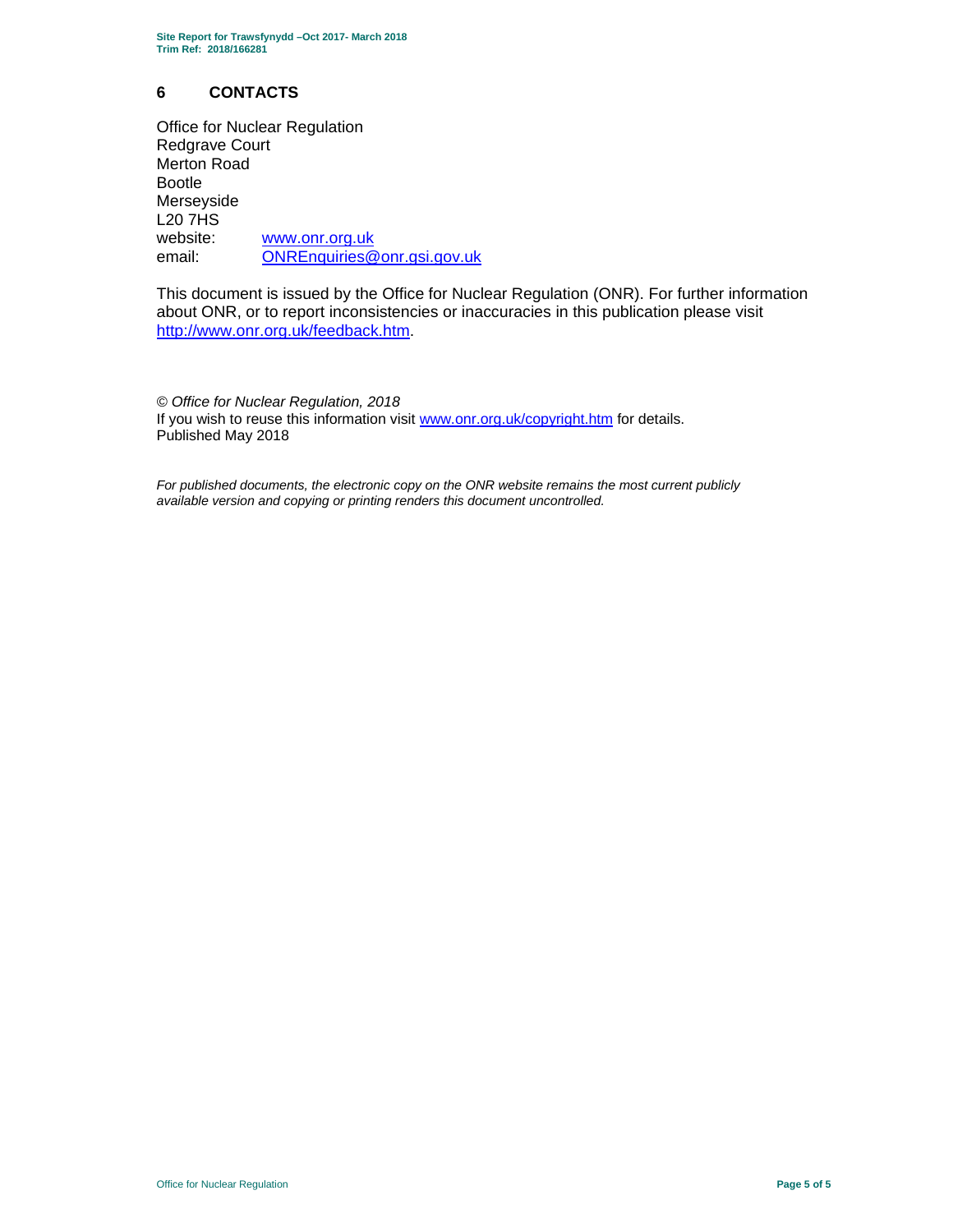## 6 CONTACTS

Office for Nuclear Regulation
Redgrave Court
Merton Road
Bootle
Merseyside
L20 7HS
website: www.onr.org.uk
email: ONREnquiries@onr.gsi.gov.uk

This document is issued by the Office for Nuclear Regulation (ONR). For further information about ONR, or to report inconsistencies or inaccuracies in this publication please visit http://www.onr.org.uk/feedback.htm.

© *Office for Nuclear Regulation, 2018*
If you wish to reuse this information visit www.onr.org.uk/copyright.htm for details.
Published May 2018

*For published documents, the electronic copy on the ONR website remains the most current publicly available version and copying or printing renders this document uncontrolled.*